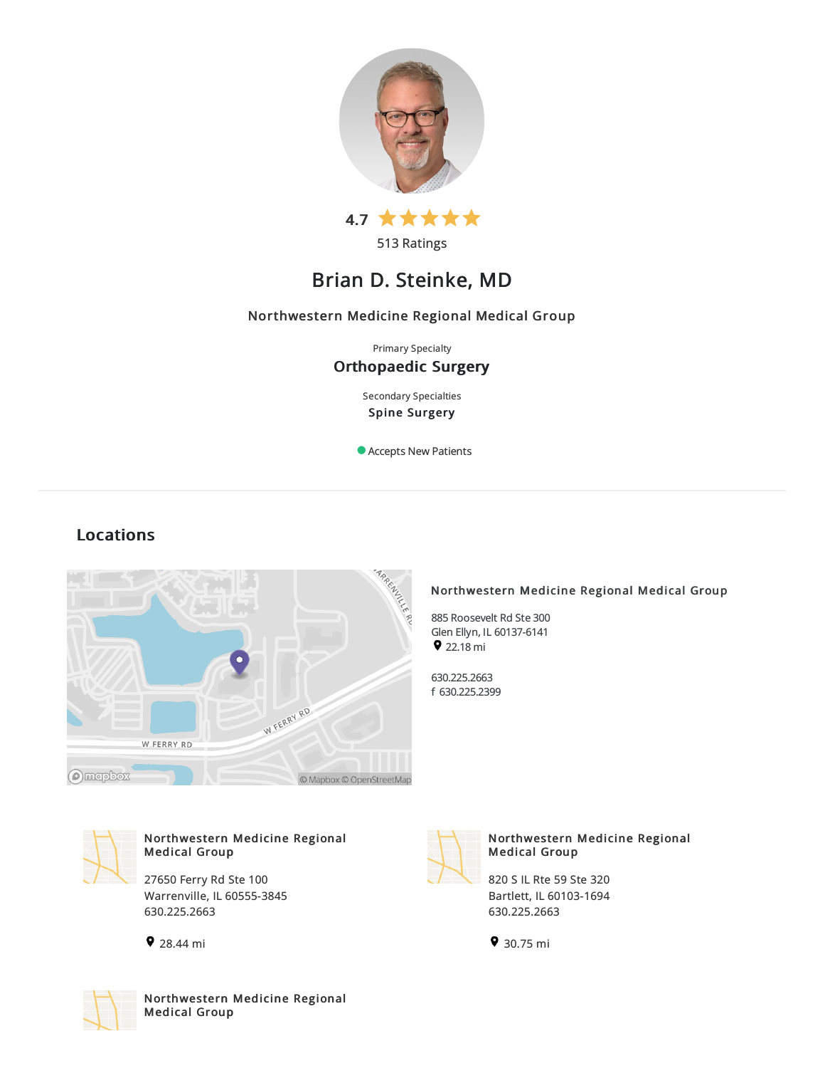4.7 ★★★★★

513 Ratings

# Brian D. Steinke, MD

Northwestern Medicine Regional Medical Group

Primary Specialty

**Orthopaedic Surgery**

Secondary Specialties

**Spine Surgery**

Accepts New Patients

## Locations

### Northwestern Medicine Regional Medical Group

885 Roosevelt Rd Ste 300
Glen Ellyn, IL 60137-6141
22.18 mi

630.225.2663
f 630.225.2399

### Northwestern Medicine Regional Medical Group

27650 Ferry Rd Ste 100
Warrenville, IL 60555-3845
630.225.2663

28.44 mi

### Northwestern Medicine Regional Medical Group

820 S IL Rte 59 Ste 320
Bartlett, IL 60103-1694
630.225.2663

30.75 mi

### Northwestern Medicine Regional Medical Group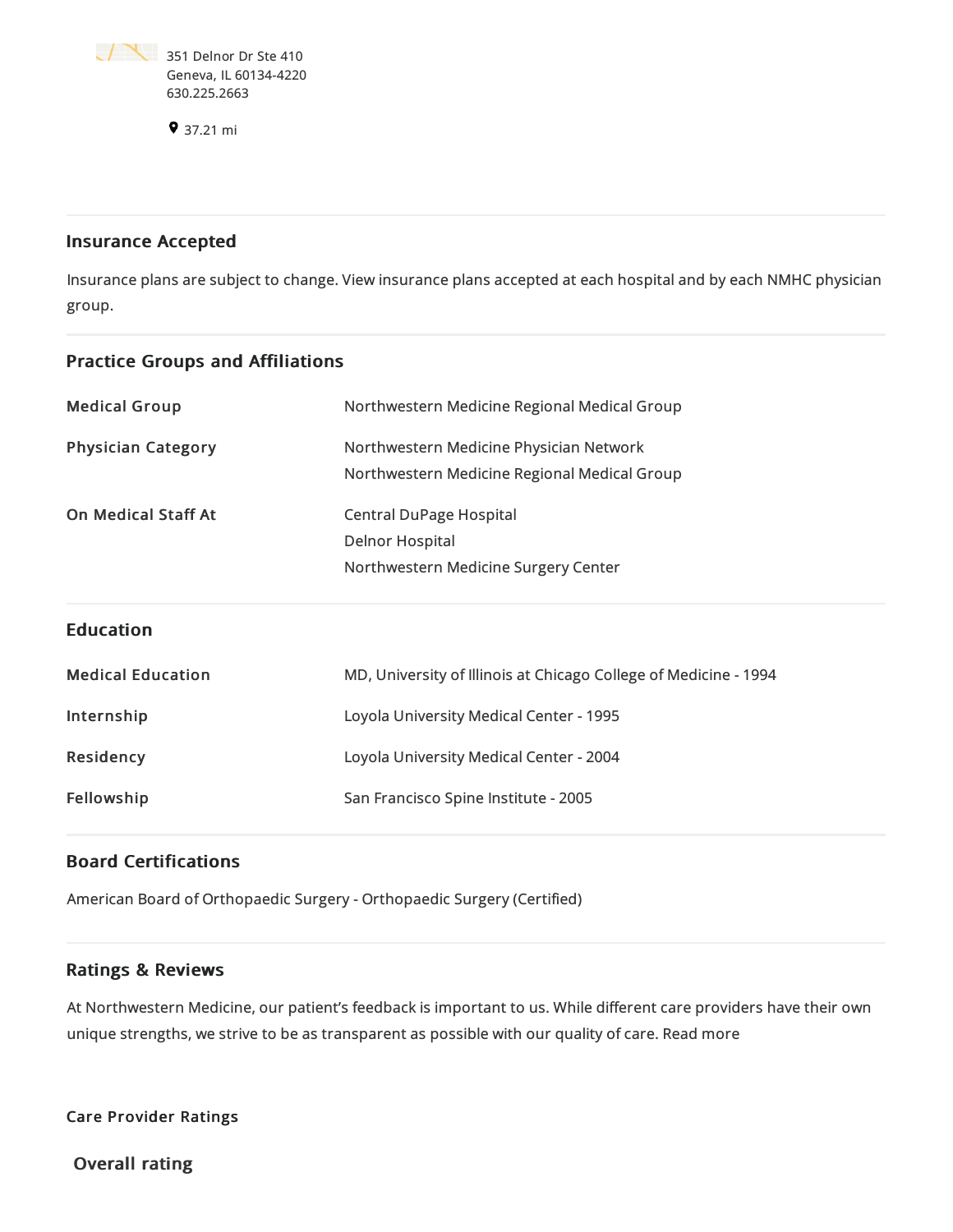351 Delnor Dr Ste 410
Geneva, IL 60134-4220
630.225.2663

37.21 mi

## Insurance Accepted

Insurance plans are subject to change. View insurance plans accepted at each hospital and by each NMHC physician group.

## Practice Groups and Affiliations

| | |
|---|---|
| **Medical Group** | Northwestern Medicine Regional Medical Group |
| **Physician Category** | Northwestern Medicine Physician Network<br>Northwestern Medicine Regional Medical Group |
| **On Medical Staff At** | Central DuPage Hospital<br>Delnor Hospital<br>Northwestern Medicine Surgery Center |

## Education

| | |
|---|---|
| **Medical Education** | MD, University of Illinois at Chicago College of Medicine - 1994 |
| **Internship** | Loyola University Medical Center - 1995 |
| **Residency** | Loyola University Medical Center - 2004 |
| **Fellowship** | San Francisco Spine Institute - 2005 |

## Board Certifications

American Board of Orthopaedic Surgery - Orthopaedic Surgery (Certified)

## Ratings & Reviews

At Northwestern Medicine, our patient's feedback is important to us. While different care providers have their own unique strengths, we strive to be as transparent as possible with our quality of care. Read more

### Care Provider Ratings

### Overall rating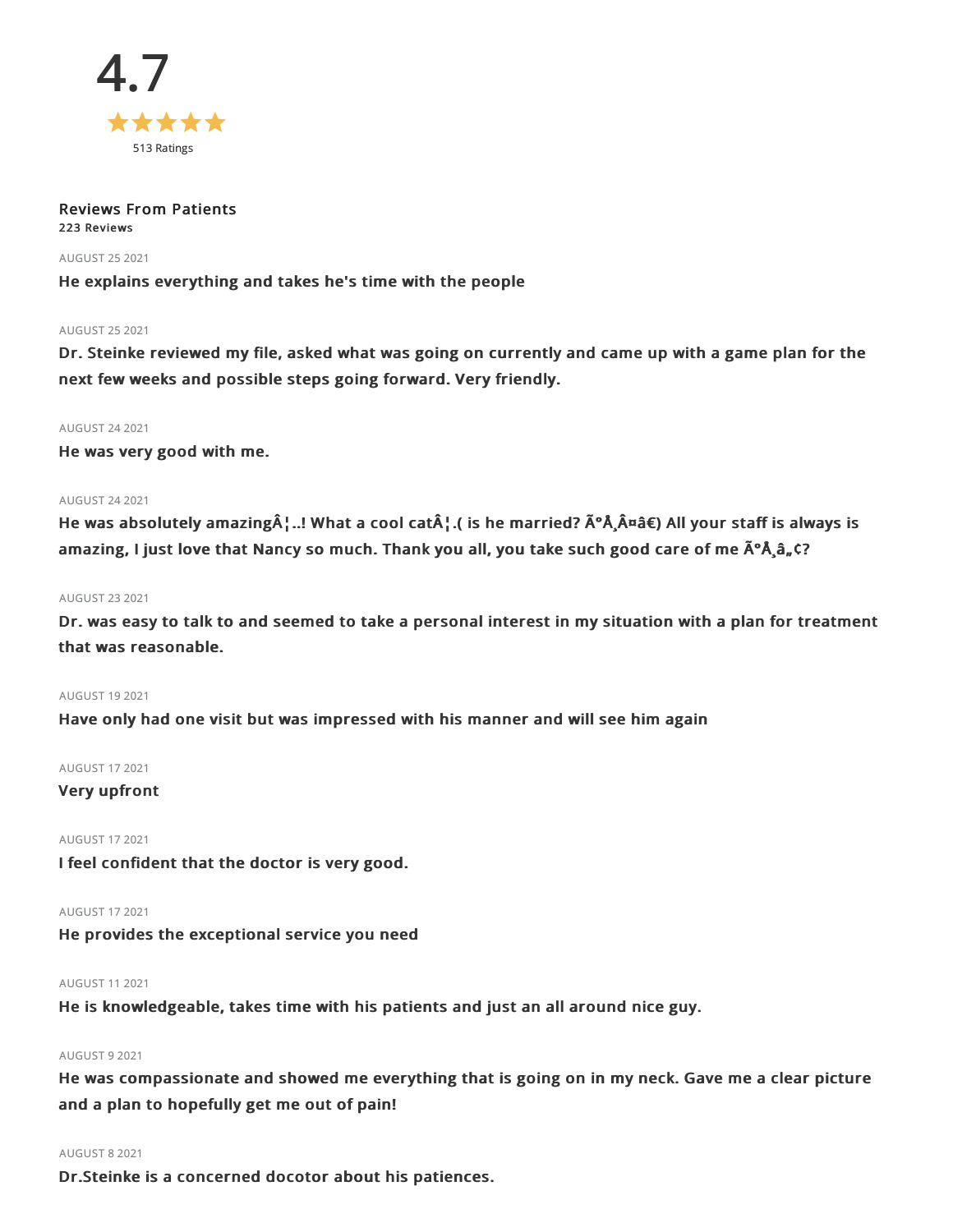4.7

★★★★★

513 Ratings

**Reviews From Patients**

**223 Reviews**

AUGUST 25 2021

**He explains everything and takes he's time with the people**

AUGUST 25 2021

**Dr. Steinke reviewed my file, asked what was going on currently and came up with a game plan for the next few weeks and possible steps going forward. Very friendly.**

AUGUST 24 2021

**He was very good with me.**

AUGUST 24 2021

**He was absolutely amazingÂ¦..! What a cool catÂ¦.( is he married? Ã°Å¸Â¤â€) All your staff is always is amazing, I just love that Nancy so much. Thank you all, you take such good care of me Ã°Å¸â„¢?**

AUGUST 23 2021

**Dr. was easy to talk to and seemed to take a personal interest in my situation with a plan for treatment that was reasonable.**

AUGUST 19 2021

**Have only had one visit but was impressed with his manner and will see him again**

AUGUST 17 2021

**Very upfront**

AUGUST 17 2021

**I feel confident that the doctor is very good.**

AUGUST 17 2021

**He provides the exceptional service you need**

AUGUST 11 2021

**He is knowledgeable, takes time with his patients and just an all around nice guy.**

AUGUST 9 2021

**He was compassionate and showed me everything that is going on in my neck. Gave me a clear picture and a plan to hopefully get me out of pain!**

AUGUST 8 2021

**Dr.Steinke is a concerned docotor about his patiences.**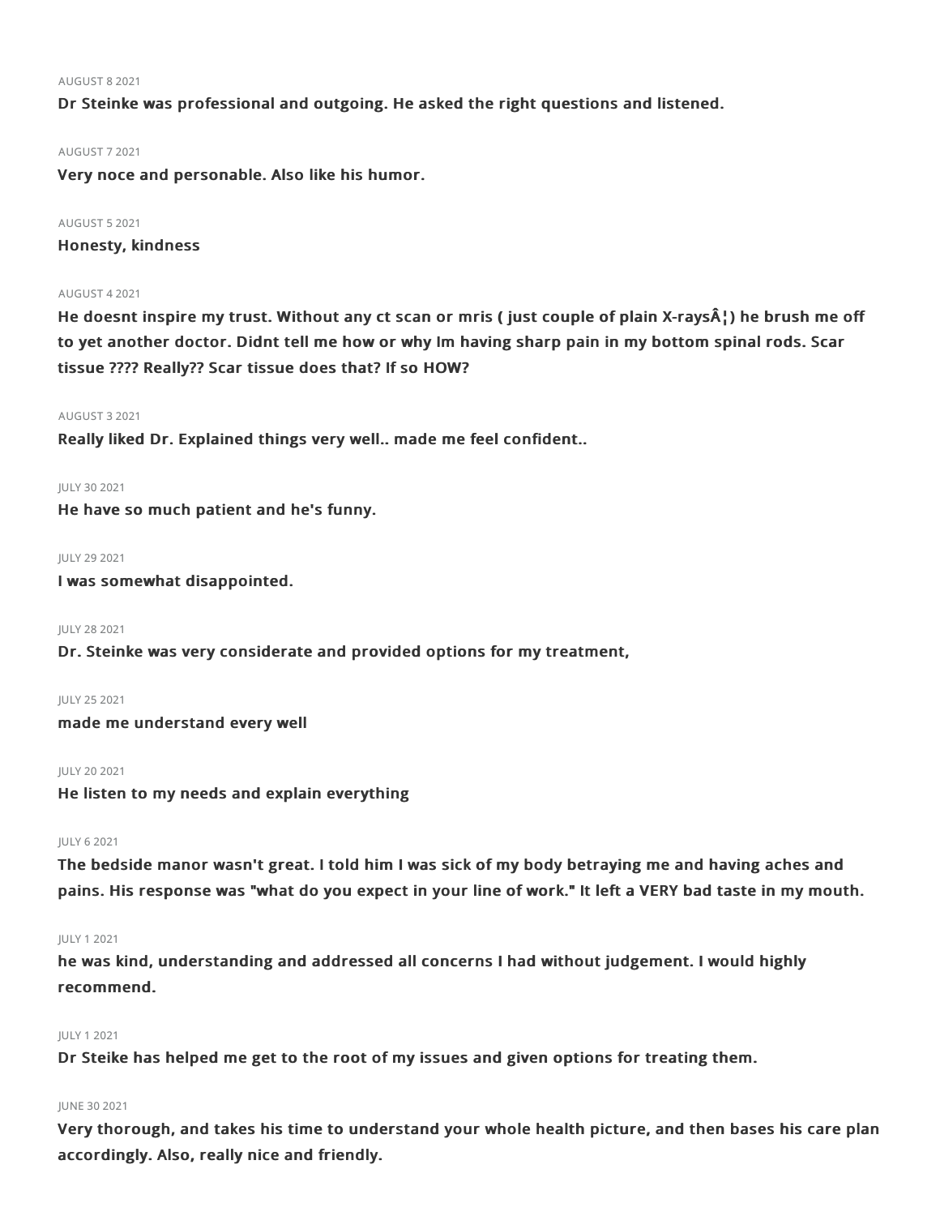AUGUST 8 2021

**Dr Steinke was professional and outgoing. He asked the right questions and listened.**

AUGUST 7 2021

**Very noce and personable. Also like his humor.**

AUGUST 5 2021

**Honesty, kindness**

AUGUST 4 2021

**He doesnt inspire my trust. Without any ct scan or mris ( just couple of plain X-raysÂ¦) he brush me off to yet another doctor. Didnt tell me how or why Im having sharp pain in my bottom spinal rods. Scar tissue ???? Really?? Scar tissue does that? If so HOW?**

AUGUST 3 2021

**Really liked Dr. Explained things very well.. made me feel confident..**

JULY 30 2021

**He have so much patient and he's funny.**

JULY 29 2021

**I was somewhat disappointed.**

JULY 28 2021

**Dr. Steinke was very considerate and provided options for my treatment,**

JULY 25 2021

**made me understand every well**

JULY 20 2021

**He listen to my needs and explain everything**

JULY 6 2021

**The bedside manor wasn't great. I told him I was sick of my body betraying me and having aches and pains. His response was "what do you expect in your line of work." It left a VERY bad taste in my mouth.**

JULY 1 2021

**he was kind, understanding and addressed all concerns I had without judgement. I would highly recommend.**

JULY 1 2021

**Dr Steike has helped me get to the root of my issues and given options for treating them.**

JUNE 30 2021

**Very thorough, and takes his time to understand your whole health picture, and then bases his care plan accordingly. Also, really nice and friendly.**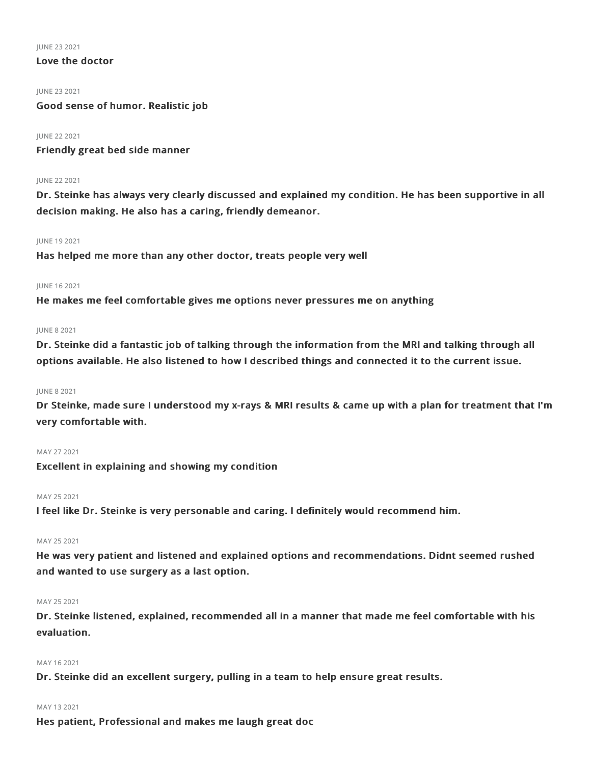JUNE 23 2021

**Love the doctor**

JUNE 23 2021

**Good sense of humor. Realistic job**

JUNE 22 2021

**Friendly great bed side manner**

JUNE 22 2021

**Dr. Steinke has always very clearly discussed and explained my condition. He has been supportive in all decision making. He also has a caring, friendly demeanor.**

JUNE 19 2021

**Has helped me more than any other doctor, treats people very well**

JUNE 16 2021

**He makes me feel comfortable gives me options never pressures me on anything**

JUNE 8 2021

**Dr. Steinke did a fantastic job of talking through the information from the MRI and talking through all options available. He also listened to how I described things and connected it to the current issue.**

JUNE 8 2021

**Dr Steinke, made sure I understood my x-rays & MRI results & came up with a plan for treatment that I'm very comfortable with.**

MAY 27 2021

**Excellent in explaining and showing my condition**

MAY 25 2021

**I feel like Dr. Steinke is very personable and caring. I definitely would recommend him.**

MAY 25 2021

**He was very patient and listened and explained options and recommendations. Didnt seemed rushed and wanted to use surgery as a last option.**

MAY 25 2021

**Dr. Steinke listened, explained, recommended all in a manner that made me feel comfortable with his evaluation.**

MAY 16 2021

**Dr. Steinke did an excellent surgery, pulling in a team to help ensure great results.**

MAY 13 2021

**Hes patient, Professional and makes me laugh great doc**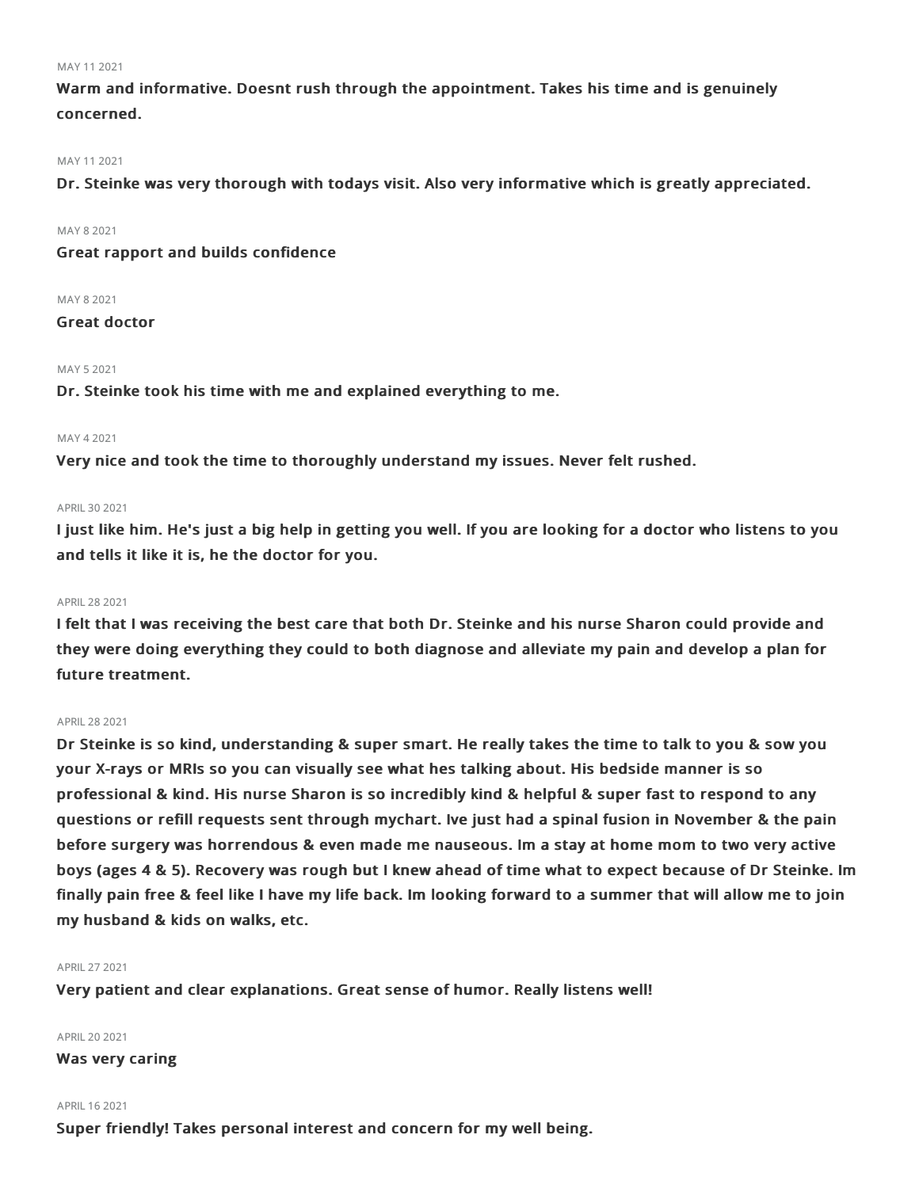MAY 11 2021

**Warm and informative. Doesnt rush through the appointment. Takes his time and is genuinely concerned.**

MAY 11 2021

**Dr. Steinke was very thorough with todays visit. Also very informative which is greatly appreciated.**

MAY 8 2021

**Great rapport and builds confidence**

MAY 8 2021

**Great doctor**

MAY 5 2021

**Dr. Steinke took his time with me and explained everything to me.**

MAY 4 2021

**Very nice and took the time to thoroughly understand my issues. Never felt rushed.**

APRIL 30 2021

**I just like him. He's just a big help in getting you well. If you are looking for a doctor who listens to you and tells it like it is, he the doctor for you.**

APRIL 28 2021

**I felt that I was receiving the best care that both Dr. Steinke and his nurse Sharon could provide and they were doing everything they could to both diagnose and alleviate my pain and develop a plan for future treatment.**

APRIL 28 2021

**Dr Steinke is so kind, understanding & super smart. He really takes the time to talk to you & sow you your X-rays or MRIs so you can visually see what hes talking about. His bedside manner is so professional & kind. His nurse Sharon is so incredibly kind & helpful & super fast to respond to any questions or refill requests sent through mychart. Ive just had a spinal fusion in November & the pain before surgery was horrendous & even made me nauseous. Im a stay at home mom to two very active boys (ages 4 & 5). Recovery was rough but I knew ahead of time what to expect because of Dr Steinke. Im finally pain free & feel like I have my life back. Im looking forward to a summer that will allow me to join my husband & kids on walks, etc.**

APRIL 27 2021

**Very patient and clear explanations. Great sense of humor. Really listens well!**

APRIL 20 2021

**Was very caring**

APRIL 16 2021

**Super friendly! Takes personal interest and concern for my well being.**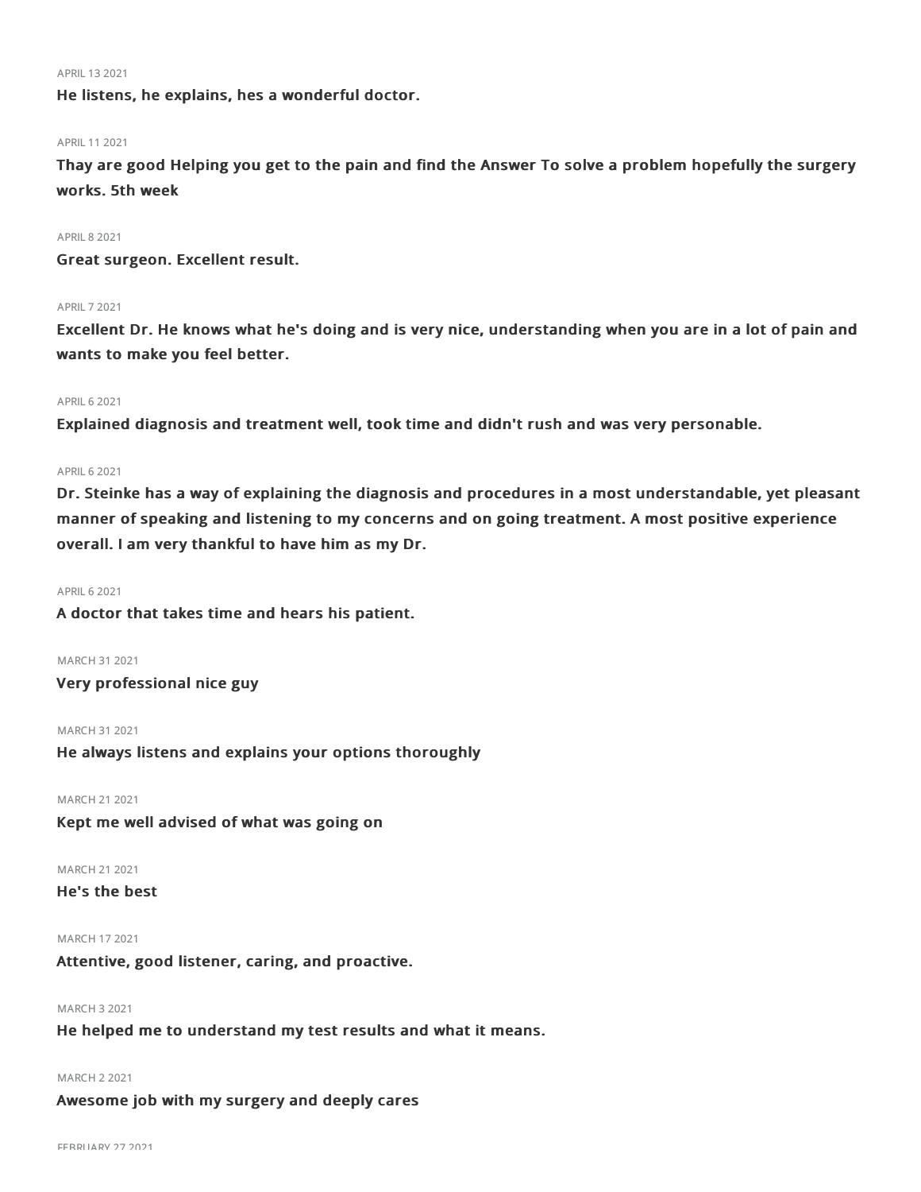APRIL 13 2021

**He listens, he explains, hes a wonderful doctor.**

APRIL 11 2021

**Thay are good Helping you get to the pain and find the Answer To solve a problem hopefully the surgery works. 5th week**

APRIL 8 2021

**Great surgeon. Excellent result.**

APRIL 7 2021

**Excellent Dr. He knows what he's doing and is very nice, understanding when you are in a lot of pain and wants to make you feel better.**

APRIL 6 2021

**Explained diagnosis and treatment well, took time and didn't rush and was very personable.**

APRIL 6 2021

**Dr. Steinke has a way of explaining the diagnosis and procedures in a most understandable, yet pleasant manner of speaking and listening to my concerns and on going treatment. A most positive experience overall. I am very thankful to have him as my Dr.**

APRIL 6 2021

**A doctor that takes time and hears his patient.**

MARCH 31 2021

**Very professional nice guy**

MARCH 31 2021

**He always listens and explains your options thoroughly**

MARCH 21 2021

**Kept me well advised of what was going on**

MARCH 21 2021

**He's the best**

MARCH 17 2021

**Attentive, good listener, caring, and proactive.**

MARCH 3 2021

**He helped me to understand my test results and what it means.**

MARCH 2 2021

**Awesome job with my surgery and deeply cares**

FEBRUARY 27 2021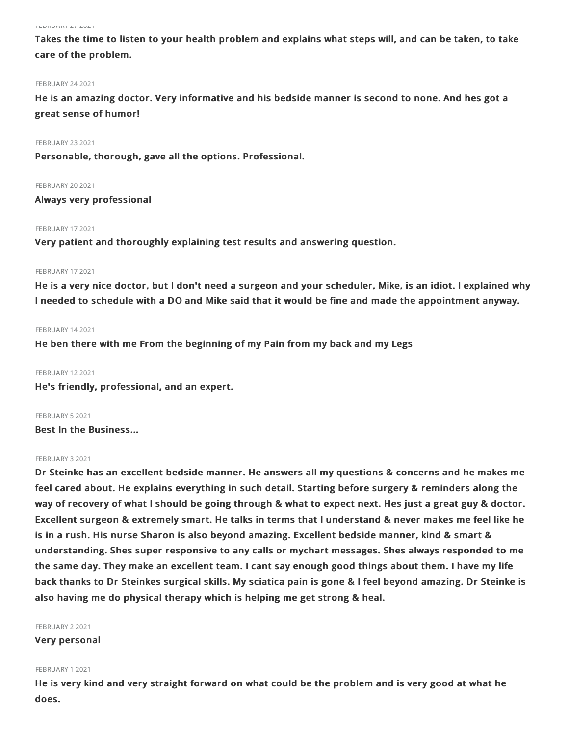FEBRUARY 27 2021

**Takes the time to listen to your health problem and explains what steps will, and can be taken, to take care of the problem.**

FEBRUARY 24 2021

**He is an amazing doctor. Very informative and his bedside manner is second to none. And hes got a great sense of humor!**

FEBRUARY 23 2021

**Personable, thorough, gave all the options. Professional.**

FEBRUARY 20 2021

**Always very professional**

FEBRUARY 17 2021

**Very patient and thoroughly explaining test results and answering question.**

FEBRUARY 17 2021

**He is a very nice doctor, but I don't need a surgeon and your scheduler, Mike, is an idiot. I explained why I needed to schedule with a DO and Mike said that it would be fine and made the appointment anyway.**

FEBRUARY 14 2021

**He ben there with me From the beginning of my Pain from my back and my Legs**

FEBRUARY 12 2021

**He's friendly, professional, and an expert.**

FEBRUARY 5 2021

**Best In the Business...**

FEBRUARY 3 2021

**Dr Steinke has an excellent bedside manner. He answers all my questions & concerns and he makes me feel cared about. He explains everything in such detail. Starting before surgery & reminders along the way of recovery of what I should be going through & what to expect next. Hes just a great guy & doctor. Excellent surgeon & extremely smart. He talks in terms that I understand & never makes me feel like he is in a rush. His nurse Sharon is also beyond amazing. Excellent bedside manner, kind & smart & understanding. Shes super responsive to any calls or mychart messages. Shes always responded to me the same day. They make an excellent team. I cant say enough good things about them. I have my life back thanks to Dr Steinkes surgical skills. My sciatica pain is gone & I feel beyond amazing. Dr Steinke is also having me do physical therapy which is helping me get strong & heal.**

FEBRUARY 2 2021

**Very personal**

FEBRUARY 1 2021

**He is very kind and very straight forward on what could be the problem and is very good at what he does.**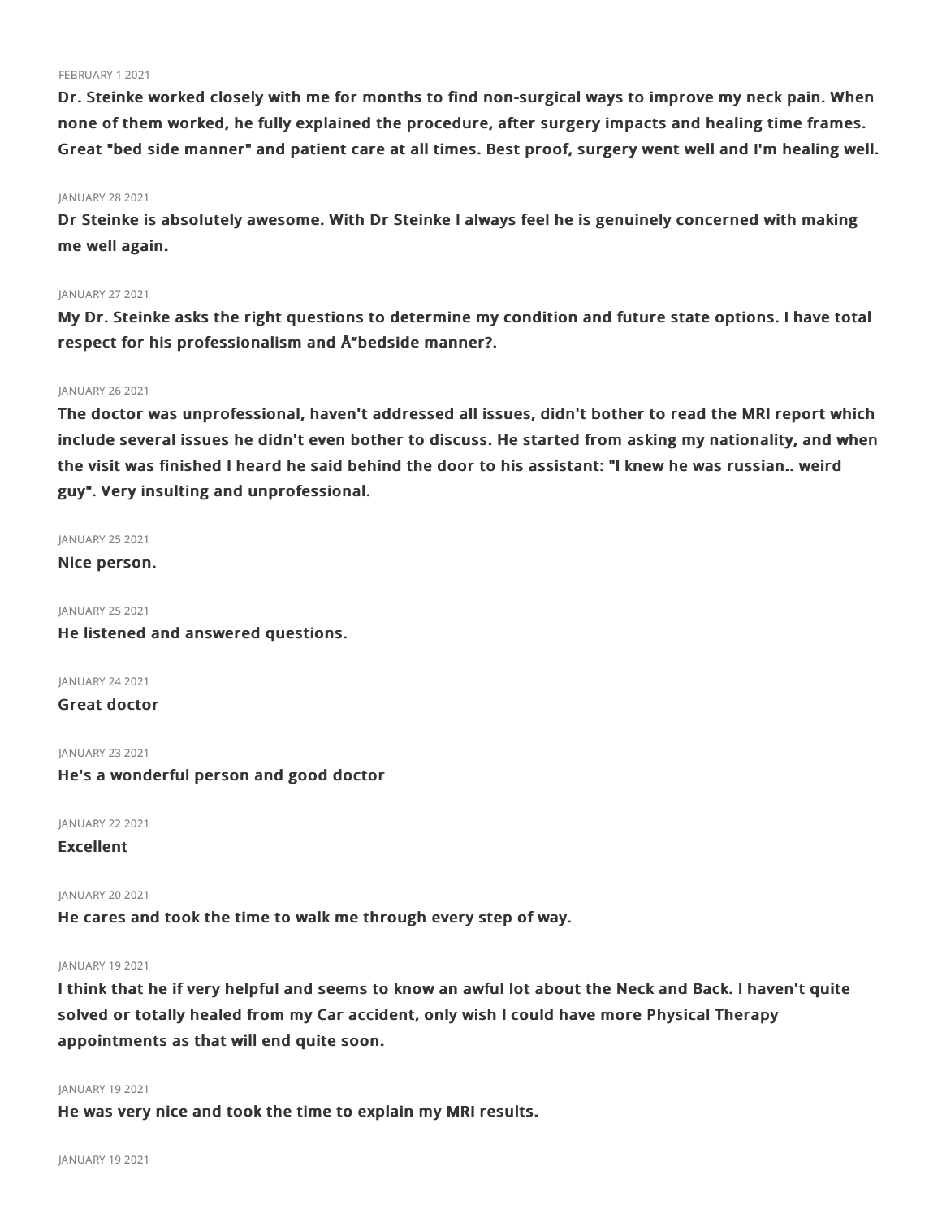FEBRUARY 1 2021

**Dr. Steinke worked closely with me for months to find non-surgical ways to improve my neck pain. When none of them worked, he fully explained the procedure, after surgery impacts and healing time frames. Great "bed side manner" and patient care at all times. Best proof, surgery went well and I'm healing well.**

JANUARY 28 2021

**Dr Steinke is absolutely awesome. With Dr Steinke I always feel he is genuinely concerned with making me well again.**

JANUARY 27 2021

**My Dr. Steinke asks the right questions to determine my condition and future state options. I have total respect for his professionalism and Å"bedside manner?.**

JANUARY 26 2021

**The doctor was unprofessional, haven't addressed all issues, didn't bother to read the MRI report which include several issues he didn't even bother to discuss. He started from asking my nationality, and when the visit was finished I heard he said behind the door to his assistant: "I knew he was russian.. weird guy". Very insulting and unprofessional.**

JANUARY 25 2021

**Nice person.**

JANUARY 25 2021

**He listened and answered questions.**

JANUARY 24 2021

**Great doctor**

JANUARY 23 2021

**He's a wonderful person and good doctor**

JANUARY 22 2021

**Excellent**

JANUARY 20 2021

**He cares and took the time to walk me through every step of way.**

JANUARY 19 2021

**I think that he if very helpful and seems to know an awful lot about the Neck and Back. I haven't quite solved or totally healed from my Car accident, only wish I could have more Physical Therapy appointments as that will end quite soon.**

JANUARY 19 2021

**He was very nice and took the time to explain my MRI results.**

JANUARY 19 2021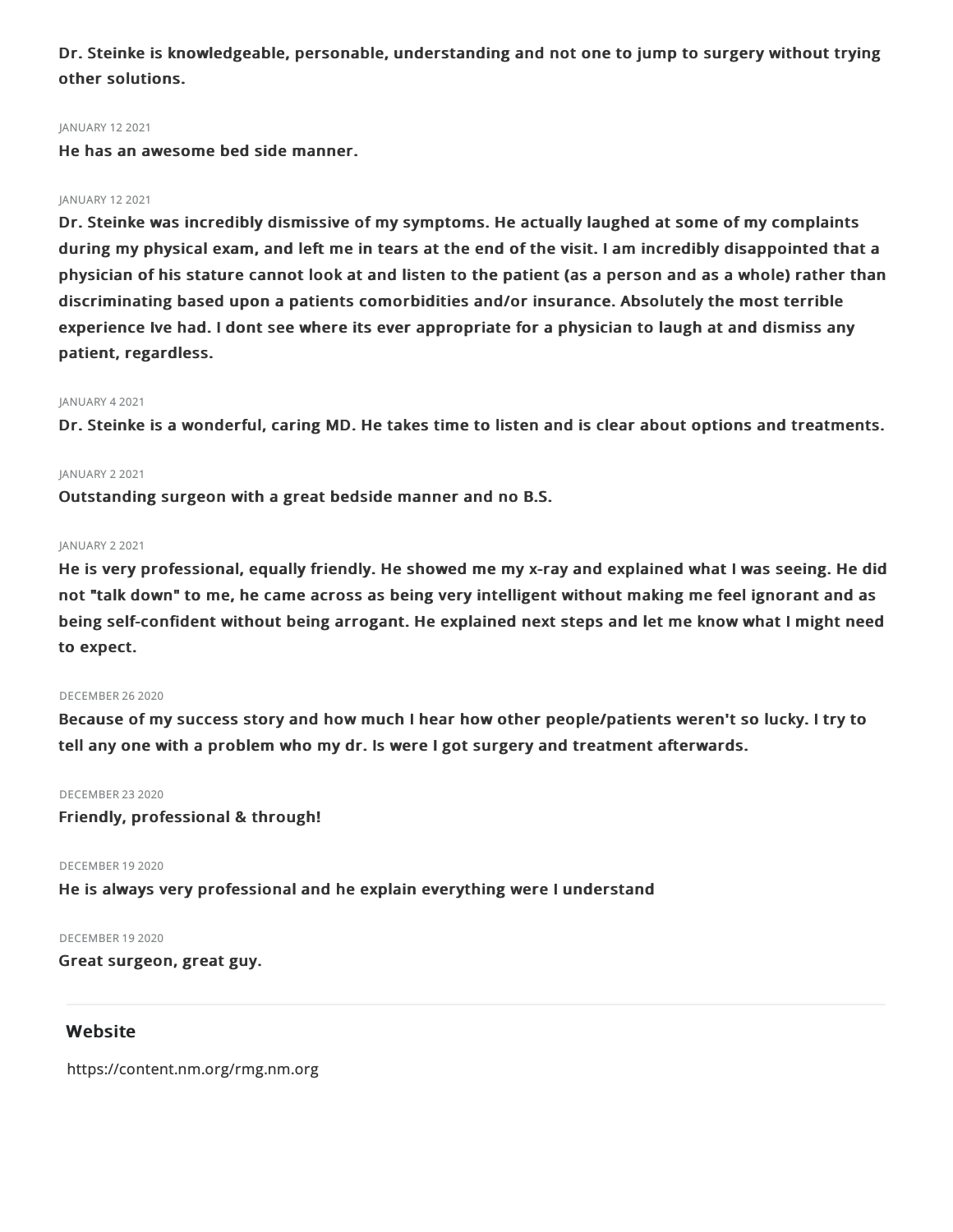**Dr. Steinke is knowledgeable, personable, understanding and not one to jump to surgery without trying other solutions.**

JANUARY 12 2021

**He has an awesome bed side manner.**

JANUARY 12 2021

**Dr. Steinke was incredibly dismissive of my symptoms. He actually laughed at some of my complaints during my physical exam, and left me in tears at the end of the visit. I am incredibly disappointed that a physician of his stature cannot look at and listen to the patient (as a person and as a whole) rather than discriminating based upon a patients comorbidities and/or insurance. Absolutely the most terrible experience Ive had. I dont see where its ever appropriate for a physician to laugh at and dismiss any patient, regardless.**

JANUARY 4 2021

**Dr. Steinke is a wonderful, caring MD. He takes time to listen and is clear about options and treatments.**

JANUARY 2 2021

**Outstanding surgeon with a great bedside manner and no B.S.**

JANUARY 2 2021

**He is very professional, equally friendly. He showed me my x-ray and explained what I was seeing. He did not "talk down" to me, he came across as being very intelligent without making me feel ignorant and as being self-confident without being arrogant. He explained next steps and let me know what I might need to expect.**

DECEMBER 26 2020

**Because of my success story and how much I hear how other people/patients weren't so lucky. I try to tell any one with a problem who my dr. Is were I got surgery and treatment afterwards.**

DECEMBER 23 2020

**Friendly, professional & through!**

DECEMBER 19 2020

**He is always very professional and he explain everything were I understand**

DECEMBER 19 2020

**Great surgeon, great guy.**

## Website

https://content.nm.org/rmg.nm.org